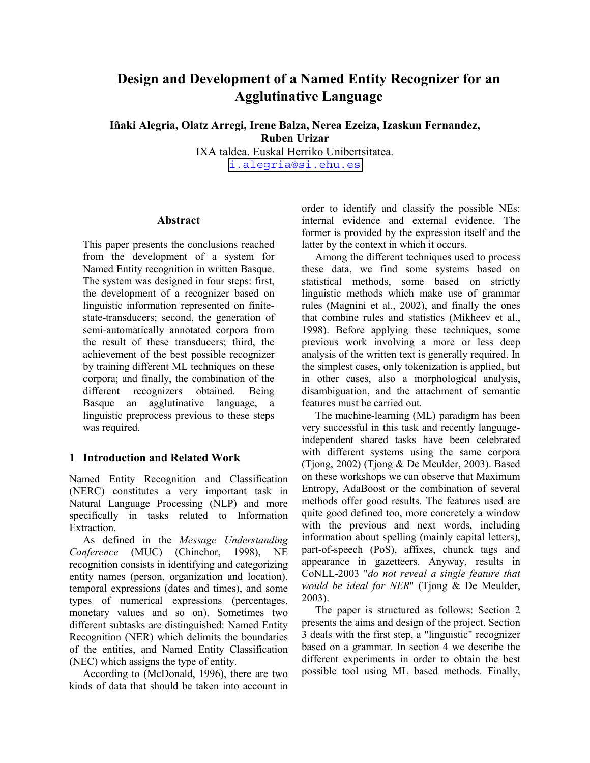# Design and Development of a Named Entity Recognizer for an Agglutinative Language

**Iñaki Alegria, Olatz Arregi, Irene Balza, Nerea Ezeiza, Izaskun Fernandez, Ruben Urizar**

IXA taldea. Euskal Herriko Unibertsitatea.

i.alegria@si.ehu.es

## Abstract

This paper presents the conclusions reached from the development of a system for Named Entity recognition in written Basque. The system was designed in four steps: first, the development of a recognizer based on linguistic information represented on finite-state-transducers; second, the generation of semi-automatically annotated corpora from the result of these transducers; third, the achievement of the best possible recognizer by training different ML techniques on these corpora; and finally, the combination of the different recognizers obtained. Being Basque an agglutinative language, a linguistic preprocess previous to these steps was required.

## 1 Introduction and Related Work

Named Entity Recognition and Classification (NERC) constitutes a very important task in Natural Language Processing (NLP) and more specifically in tasks related to Information Extraction.

As defined in the *Message Understanding Conference* (MUC) (Chinchor, 1998), NE recognition consists in identifying and categorizing entity names (person, organization and location), temporal expressions (dates and times), and some types of numerical expressions (percentages, monetary values and so on). Sometimes two different subtasks are distinguished: Named Entity Recognition (NER) which delimits the boundaries of the entities, and Named Entity Classification (NEC) which assigns the type of entity.

According to (McDonald, 1996), there are two kinds of data that should be taken into account in order to identify and classify the possible NEs: internal evidence and external evidence. The former is provided by the expression itself and the latter by the context in which it occurs.

Among the different techniques used to process these data, we find some systems based on statistical methods, some based on strictly linguistic methods which make use of grammar rules (Magnini et al., 2002), and finally the ones that combine rules and statistics (Mikheev et al., 1998). Before applying these techniques, some previous work involving a more or less deep analysis of the written text is generally required. In the simplest cases, only tokenization is applied, but in other cases, also a morphological analysis, disambiguation, and the attachment of semantic features must be carried out.

The machine-learning (ML) paradigm has been very successful in this task and recently language-independent shared tasks have been celebrated with different systems using the same corpora (Tjong, 2002) (Tjong & De Meulder, 2003). Based on these workshops we can observe that Maximum Entropy, AdaBoost or the combination of several methods offer good results. The features used are quite good defined too, more concretely a window with the previous and next words, including information about spelling (mainly capital letters), part-of-speech (PoS), affixes, chunck tags and appearance in gazetteers. Anyway, results in CoNLL-2003 "*do not reveal a single feature that would be ideal for NER*" (Tjong & De Meulder, 2003).

The paper is structured as follows: Section 2 presents the aims and design of the project. Section 3 deals with the first step, a "linguistic" recognizer based on a grammar. In section 4 we describe the different experiments in order to obtain the best possible tool using ML based methods. Finally,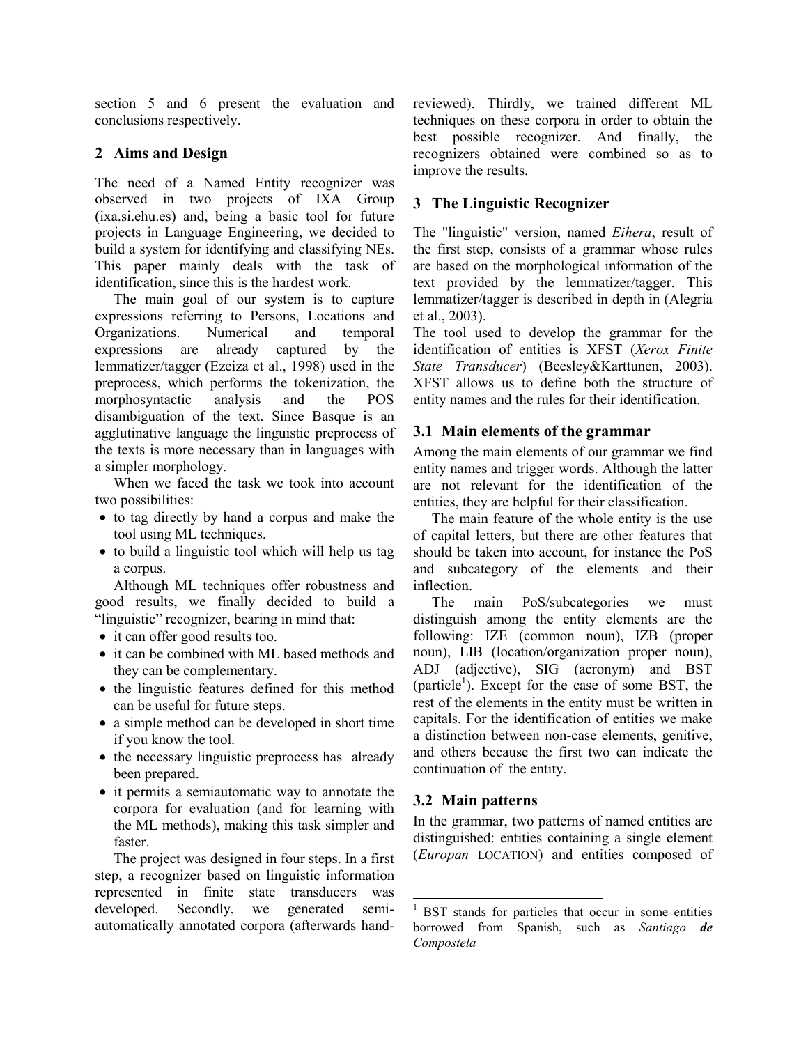section 5 and 6 present the evaluation and conclusions respectively.

## 2 Aims and Design

The need of a Named Entity recognizer was observed in two projects of IXA Group (ixa.si.ehu.es) and, being a basic tool for future projects in Language Engineering, we decided to build a system for identifying and classifying NEs. This paper mainly deals with the task of identification, since this is the hardest work.

The main goal of our system is to capture expressions referring to Persons, Locations and Organizations. Numerical and temporal expressions are already captured by the lemmatizer/tagger (Ezeiza et al., 1998) used in the preprocess, which performs the tokenization, the morphosyntactic analysis and the POS disambiguation of the text. Since Basque is an agglutinative language the linguistic preprocess of the texts is more necessary than in languages with a simpler morphology.

When we faced the task we took into account two possibilities:

- to tag directly by hand a corpus and make the tool using ML techniques.
- to build a linguistic tool which will help us tag a corpus.

Although ML techniques offer robustness and good results, we finally decided to build a "linguistic" recognizer, bearing in mind that:

- it can offer good results too.
- it can be combined with ML based methods and they can be complementary.
- the linguistic features defined for this method can be useful for future steps.
- a simple method can be developed in short time if you know the tool.
- the necessary linguistic preprocess has already been prepared.
- it permits a semiautomatic way to annotate the corpora for evaluation (and for learning with the ML methods), making this task simpler and faster.

The project was designed in four steps. In a first step, a recognizer based on linguistic information represented in finite state transducers was developed. Secondly, we generated semi-automatically annotated corpora (afterwards hand-reviewed). Thirdly, we trained different ML techniques on these corpora in order to obtain the best possible recognizer. And finally, the recognizers obtained were combined so as to improve the results.

## 3 The Linguistic Recognizer

The "linguistic" version, named *Eihera*, result of the first step, consists of a grammar whose rules are based on the morphological information of the text provided by the lemmatizer/tagger. This lemmatizer/tagger is described in depth in (Alegria et al., 2003).

The tool used to develop the grammar for the identification of entities is XFST (*Xerox Finite State Transducer*) (Beesley&Karttunen, 2003). XFST allows us to define both the structure of entity names and the rules for their identification.

### 3.1 Main elements of the grammar

Among the main elements of our grammar we find entity names and trigger words. Although the latter are not relevant for the identification of the entities, they are helpful for their classification.

The main feature of the whole entity is the use of capital letters, but there are other features that should be taken into account, for instance the PoS and subcategory of the elements and their inflection.

The main PoS/subcategories we must distinguish among the entity elements are the following: IZE (common noun), IZB (proper noun), LIB (location/organization proper noun), ADJ (adjective), SIG (acronym) and BST (particle[1]). Except for the case of some BST, the rest of the elements in the entity must be written in capitals. For the identification of entities we make a distinction between non-case elements, genitive, and others because the first two can indicate the continuation of the entity.

### 3.2 Main patterns

In the grammar, two patterns of named entities are distinguished: entities containing a single element (*Europan* LOCATION) and entities composed of

[1] BST stands for particles that occur in some entities borrowed from Spanish, such as *Santiago* ***de*** *Compostela*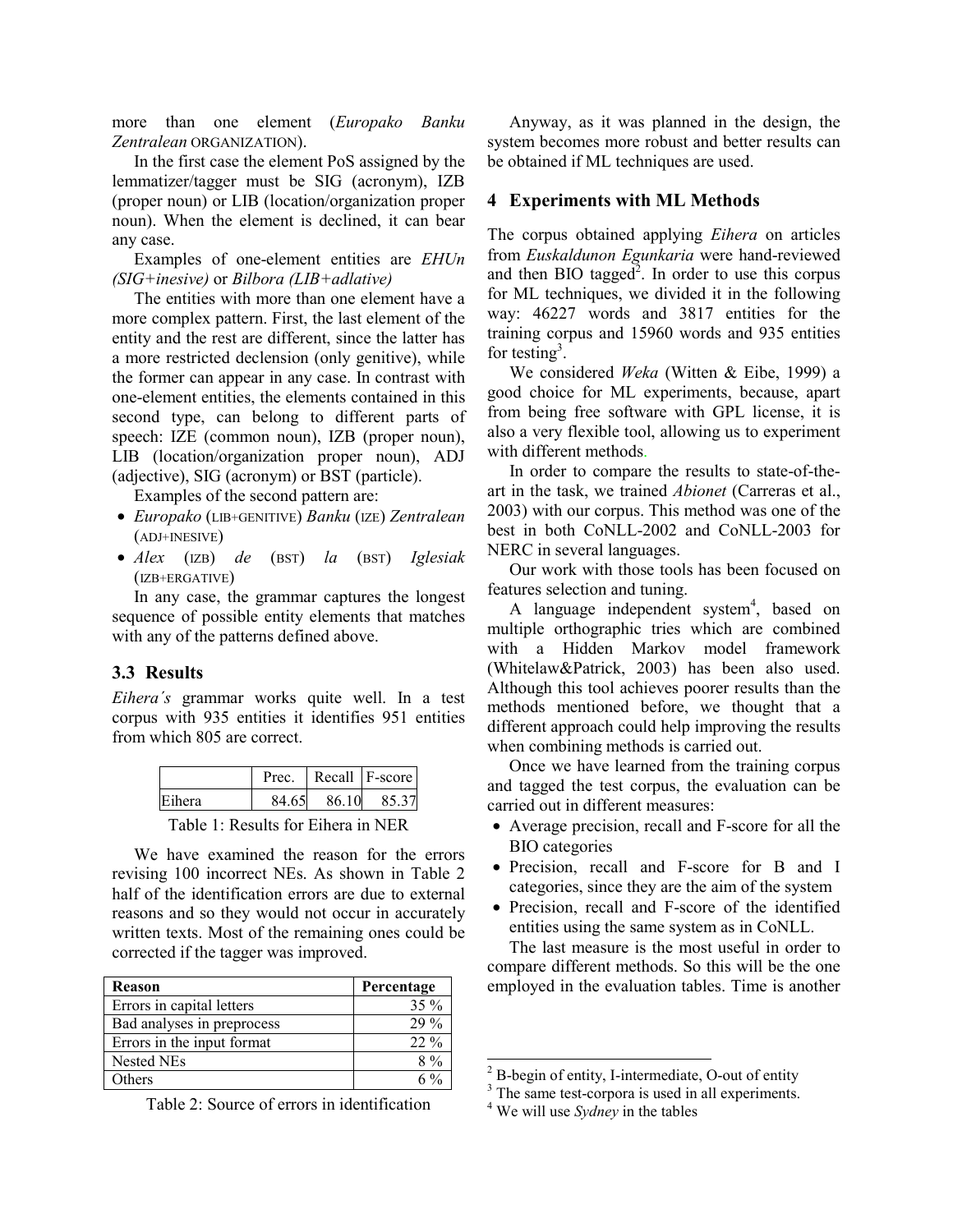more than one element (*Europako Banku Zentralean* ORGANIZATION).

In the first case the element PoS assigned by the lemmatizer/tagger must be SIG (acronym), IZB (proper noun) or LIB (location/organization proper noun). When the element is declined, it can bear any case.

Examples of one-element entities are *EHUn (SIG+inesive)* or *Bilbora (LIB+adlative)*

The entities with more than one element have a more complex pattern. First, the last element of the entity and the rest are different, since the latter has a more restricted declension (only genitive), while the former can appear in any case. In contrast with one-element entities, the elements contained in this second type, can belong to different parts of speech: IZE (common noun), IZB (proper noun), LIB (location/organization proper noun), ADJ (adjective), SIG (acronym) or BST (particle).

Examples of the second pattern are:

- *Europako* (LIB+GENITIVE) *Banku* (IZE) *Zentralean* (ADJ+INESIVE)
- *Alex* (IZB) *de* (BST) *la* (BST) *Iglesiak* (IZB+ERGATIVE)

In any case, the grammar captures the longest sequence of possible entity elements that matches with any of the patterns defined above.

### 3.3 Results

*Eihera´s* grammar works quite well. In a test corpus with 935 entities it identifies 951 entities from which 805 are correct.

| | Prec. | Recall | F-score |
|---|---|---|---|
| Eihera | 84.65 | 86.10 | 85.37 |

Table 1: Results for Eihera in NER

We have examined the reason for the errors revising 100 incorrect NEs. As shown in Table 2 half of the identification errors are due to external reasons and so they would not occur in accurately written texts. Most of the remaining ones could be corrected if the tagger was improved.

| Reason | Percentage |
|---|---|
| Errors in capital letters | 35 % |
| Bad analyses in preprocess | 29 % |
| Errors in the input format | 22 % |
| Nested NEs | 8 % |
| Others | 6 % |

Table 2: Source of errors in identification

Anyway, as it was planned in the design, the system becomes more robust and better results can be obtained if ML techniques are used.

## 4 Experiments with ML Methods

The corpus obtained applying *Eihera* on articles from *Euskaldunon Egunkaria* were hand-reviewed and then BIO tagged[2]. In order to use this corpus for ML techniques, we divided it in the following way: 46227 words and 3817 entities for the training corpus and 15960 words and 935 entities for testing[3].

We considered *Weka* (Witten & Eibe, 1999) a good choice for ML experiments, because, apart from being free software with GPL license, it is also a very flexible tool, allowing us to experiment with different methods.

In order to compare the results to state-of-the-art in the task, we trained *Abionet* (Carreras et al., 2003) with our corpus. This method was one of the best in both CoNLL-2002 and CoNLL-2003 for NERC in several languages.

Our work with those tools has been focused on features selection and tuning.

A language independent system[4], based on multiple orthographic tries which are combined with a Hidden Markov model framework (Whitelaw&Patrick, 2003) has been also used. Although this tool achieves poorer results than the methods mentioned before, we thought that a different approach could help improving the results when combining methods is carried out.

Once we have learned from the training corpus and tagged the test corpus, the evaluation can be carried out in different measures:

- Average precision, recall and F-score for all the BIO categories
- Precision, recall and F-score for B and I categories, since they are the aim of the system
- Precision, recall and F-score of the identified entities using the same system as in CoNLL.

The last measure is the most useful in order to compare different methods. So this will be the one employed in the evaluation tables. Time is another

---

[2] B-begin of entity, I-intermediate, O-out of entity

[3] The same test-corpora is used in all experiments.

[4] We will use *Sydney* in the tables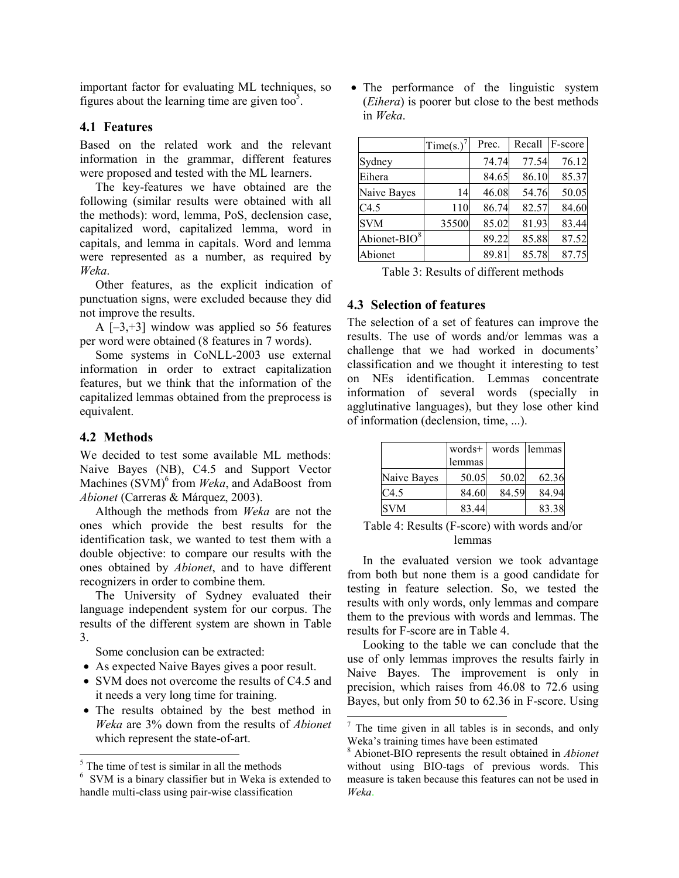important factor for evaluating ML techniques, so figures about the learning time are given too[5].

### 4.1 Features

Based on the related work and the relevant information in the grammar, different features were proposed and tested with the ML learners.

The key-features we have obtained are the following (similar results were obtained with all the methods): word, lemma, PoS, declension case, capitalized word, capitalized lemma, word in capitals, and lemma in capitals. Word and lemma were represented as a number, as required by *Weka*.

Other features, as the explicit indication of punctuation signs, were excluded because they did not improve the results.

A [–3,+3] window was applied so 56 features per word were obtained (8 features in 7 words).

Some systems in CoNLL-2003 use external information in order to extract capitalization features, but we think that the information of the capitalized lemmas obtained from the preprocess is equivalent.

### 4.2 Methods

We decided to test some available ML methods: Naive Bayes (NB), C4.5 and Support Vector Machines (SVM)[6] from *Weka*, and AdaBoost from *Abionet* (Carreras & Márquez, 2003).

Although the methods from *Weka* are not the ones which provide the best results for the identification task, we wanted to test them with a double objective: to compare our results with the ones obtained by *Abionet*, and to have different recognizers in order to combine them.

The University of Sydney evaluated their language independent system for our corpus. The results of the different system are shown in Table 3.

Some conclusion can be extracted:

- As expected Naive Bayes gives a poor result.
- SVM does not overcome the results of C4.5 and it needs a very long time for training.
- The results obtained by the best method in *Weka* are 3% down from the results of *Abionet* which represent the state-of-art.
- The performance of the linguistic system (*Eihera*) is poorer but close to the best methods in *Weka*.

| | Time(s.)[7] | Prec. | Recall | F-score |
|---|---|---|---|---|
| Sydney | | 74.74 | 77.54 | 76.12 |
| Eihera | | 84.65 | 86.10 | 85.37 |
| Naive Bayes | 14 | 46.08 | 54.76 | 50.05 |
| C4.5 | 110 | 86.74 | 82.57 | 84.60 |
| SVM | 35500 | 85.02 | 81.93 | 83.44 |
| Abionet-BIO[8] | | 89.22 | 85.88 | 87.52 |
| Abionet | | 89.81 | 85.78 | 87.75 |

Table 3: Results of different methods

### 4.3 Selection of features

The selection of a set of features can improve the results. The use of words and/or lemmas was a challenge that we had worked in documents' classification and we thought it interesting to test on NEs identification. Lemmas concentrate information of several words (specially in agglutinative languages), but they lose other kind of information (declension, time, ...).

| | words+ lemmas | words | lemmas |
|---|---|---|---|
| Naive Bayes | 50.05 | 50.02 | 62.36 |
| C4.5 | 84.60 | 84.59 | 84.94 |
| SVM | 83.44 | | 83.38 |

Table 4: Results (F-score) with words and/or lemmas

In the evaluated version we took advantage from both but none them is a good candidate for testing in feature selection. So, we tested the results with only words, only lemmas and compare them to the previous with words and lemmas. The results for F-score are in Table 4.

Looking to the table we can conclude that the use of only lemmas improves the results fairly in Naive Bayes. The improvement is only in precision, which raises from 46.08 to 72.6 using Bayes, but only from 50 to 62.36 in F-score. Using

[5] The time of test is similar in all the methods

[6] SVM is a binary classifier but in Weka is extended to handle multi-class using pair-wise classification

[7] The time given in all tables is in seconds, and only Weka's training times have been estimated

[8] Abionet-BIO represents the result obtained in *Abionet* without using BIO-tags of previous words. This measure is taken because this features can not be used in *Weka*.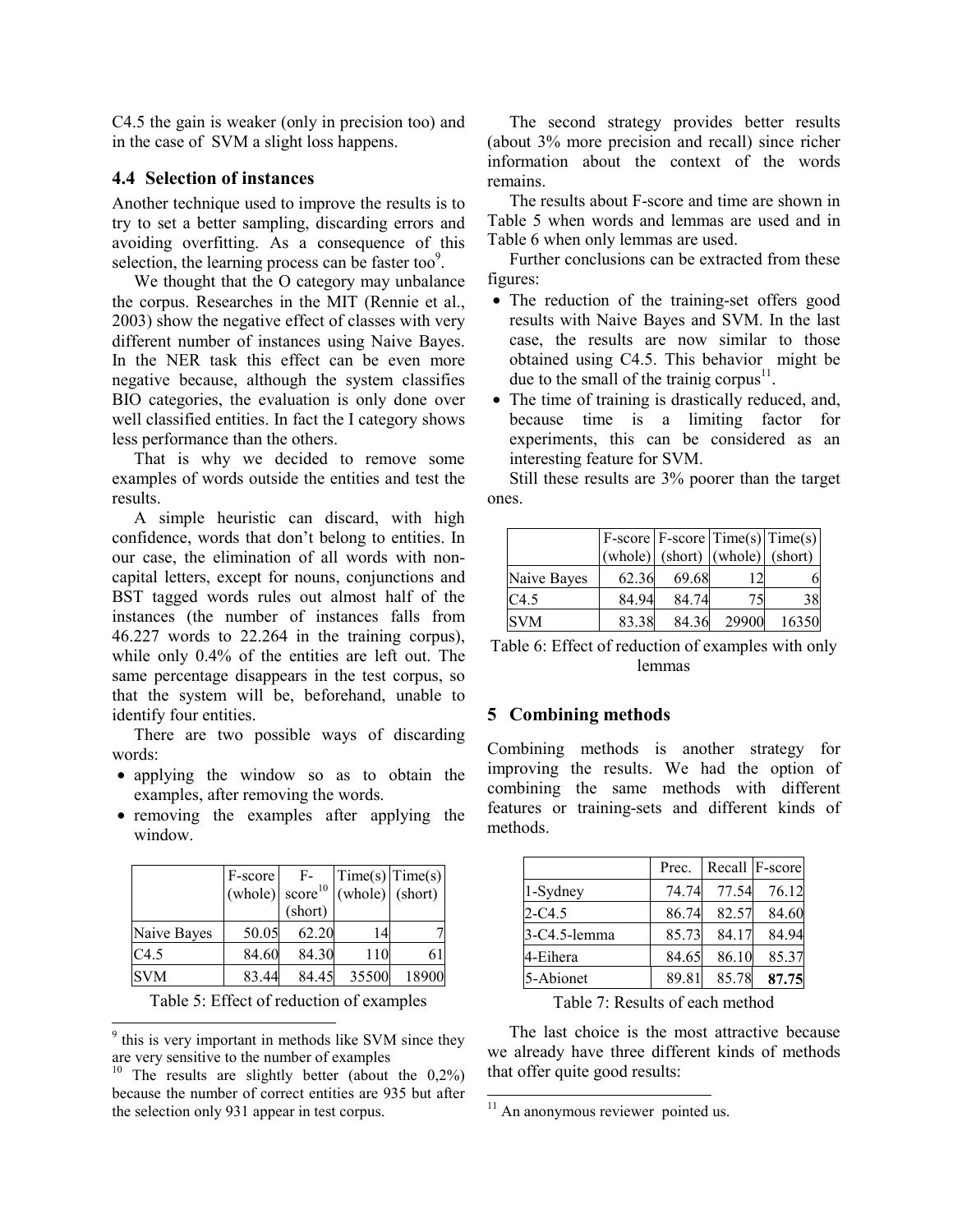C4.5 the gain is weaker (only in precision too) and in the case of SVM a slight loss happens.

### 4.4 Selection of instances

Another technique used to improve the results is to try to set a better sampling, discarding errors and avoiding overfitting. As a consequence of this selection, the learning process can be faster too[9].

We thought that the O category may unbalance the corpus. Researches in the MIT (Rennie et al., 2003) show the negative effect of classes with very different number of instances using Naive Bayes. In the NER task this effect can be even more negative because, although the system classifies BIO categories, the evaluation is only done over well classified entities. In fact the I category shows less performance than the others.

That is why we decided to remove some examples of words outside the entities and test the results.

A simple heuristic can discard, with high confidence, words that don't belong to entities. In our case, the elimination of all words with non-capital letters, except for nouns, conjunctions and BST tagged words rules out almost half of the instances (the number of instances falls from 46.227 words to 22.264 in the training corpus), while only 0.4% of the entities are left out. The same percentage disappears in the test corpus, so that the system will be, beforehand, unable to identify four entities.

There are two possible ways of discarding words:

- applying the window so as to obtain the examples, after removing the words.
- removing the examples after applying the window.

| | F-score (whole) | F-score[10] (short) | Time(s) (whole) | Time(s) (short) |
|---|---|---|---|---|
| Naive Bayes | 50.05 | 62.20 | 14 | 7 |
| C4.5 | 84.60 | 84.30 | 110 | 61 |
| SVM | 83.44 | 84.45 | 35500 | 18900 |

Table 5: Effect of reduction of examples

The second strategy provides better results (about 3% more precision and recall) since richer information about the context of the words remains.

The results about F-score and time are shown in Table 5 when words and lemmas are used and in Table 6 when only lemmas are used.

Further conclusions can be extracted from these figures:

- The reduction of the training-set offers good results with Naive Bayes and SVM. In the last case, the results are now similar to those obtained using C4.5. This behavior might be due to the small of the trainig corpus[11].
- The time of training is drastically reduced, and, because time is a limiting factor for experiments, this can be considered as an interesting feature for SVM.

Still these results are 3% poorer than the target ones.

| | F-score (whole) | F-score (short) | Time(s) (whole) | Time(s) (short) |
|---|---|---|---|---|
| Naive Bayes | 62.36 | 69.68 | 12 | 6 |
| C4.5 | 84.94 | 84.74 | 75 | 38 |
| SVM | 83.38 | 84.36 | 29900 | 16350 |

Table 6: Effect of reduction of examples with only lemmas

## 5 Combining methods

Combining methods is another strategy for improving the results. We had the option of combining the same methods with different features or training-sets and different kinds of methods.

| | Prec. | Recall | F-score |
|---|---|---|---|
| 1-Sydney | 74.74 | 77.54 | 76.12 |
| 2-C4.5 | 86.74 | 82.57 | 84.60 |
| 3-C4.5-lemma | 85.73 | 84.17 | 84.94 |
| 4-Eihera | 84.65 | 86.10 | 85.37 |
| 5-Abionet | 89.81 | 85.78 | **87.75** |

Table 7: Results of each method

The last choice is the most attractive because we already have three different kinds of methods that offer quite good results:

[9] this is very important in methods like SVM since they are very sensitive to the number of examples

[10] The results are slightly better (about the 0,2%) because the number of correct entities are 935 but after the selection only 931 appear in test corpus.

[11] An anonymous reviewer pointed us.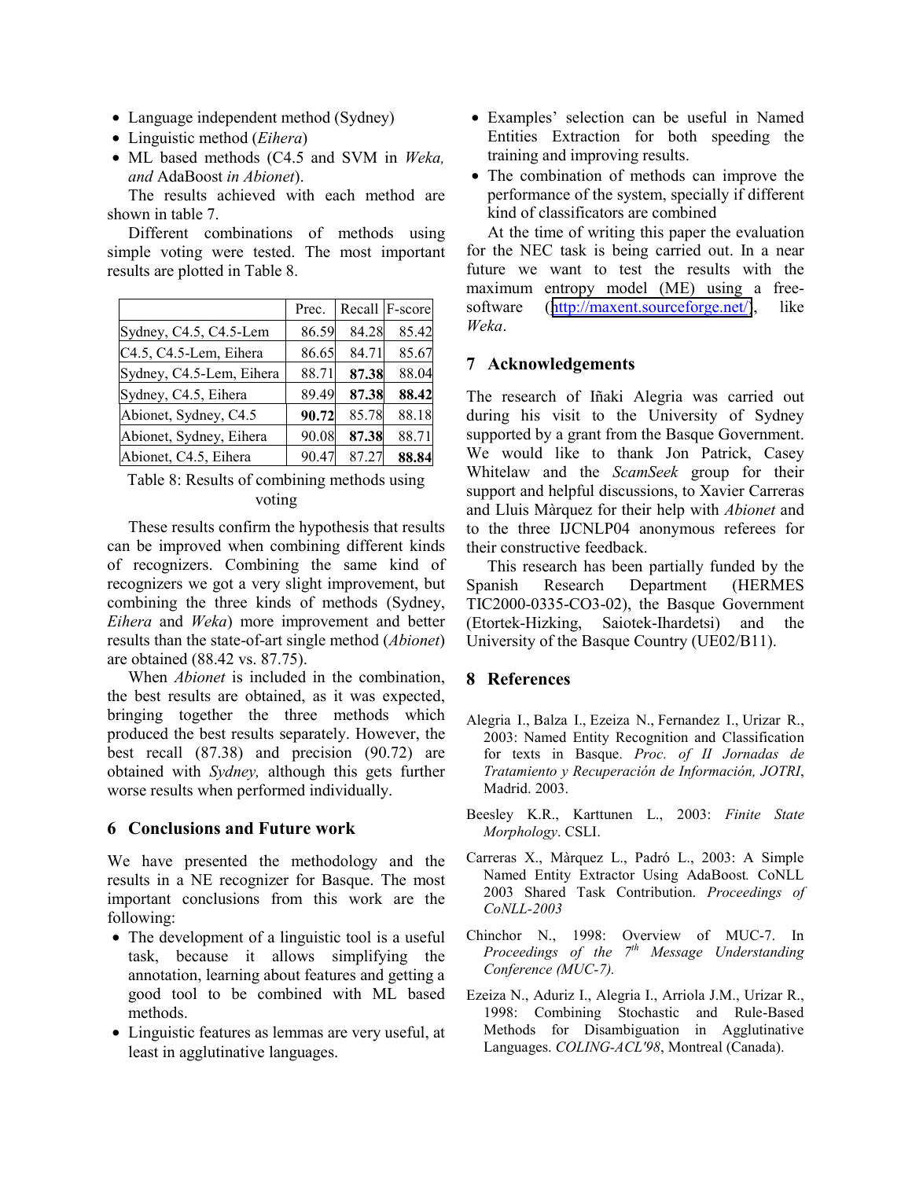- Language independent method (Sydney)
- Linguistic method (*Eihera*)
- ML based methods (C4.5 and SVM in *Weka, and* AdaBoost *in Abionet*).

The results achieved with each method are shown in table 7.

Different combinations of methods using simple voting were tested. The most important results are plotted in Table 8.

| | Prec. | Recall | F-score |
|---|---|---|---|
| Sydney, C4.5, C4.5-Lem | 86.59 | 84.28 | 85.42 |
| C4.5, C4.5-Lem, Eihera | 86.65 | 84.71 | 85.67 |
| Sydney, C4.5-Lem, Eihera | 88.71 | **87.38** | 88.04 |
| Sydney, C4.5, Eihera | 89.49 | **87.38** | **88.42** |
| Abionet, Sydney, C4.5 | **90.72** | 85.78 | 88.18 |
| Abionet, Sydney, Eihera | 90.08 | **87.38** | 88.71 |
| Abionet, C4.5, Eihera | 90.47 | 87.27 | **88.84** |

Table 8: Results of combining methods using voting

These results confirm the hypothesis that results can be improved when combining different kinds of recognizers. Combining the same kind of recognizers we got a very slight improvement, but combining the three kinds of methods (Sydney, *Eihera* and *Weka*) more improvement and better results than the state-of-art single method (*Abionet*) are obtained (88.42 vs. 87.75).

When *Abionet* is included in the combination, the best results are obtained, as it was expected, bringing together the three methods which produced the best results separately. However, the best recall (87.38) and precision (90.72) are obtained with *Sydney,* although this gets further worse results when performed individually.

## 6 Conclusions and Future work

We have presented the methodology and the results in a NE recognizer for Basque. The most important conclusions from this work are the following:

- The development of a linguistic tool is a useful task, because it allows simplifying the annotation, learning about features and getting a good tool to be combined with ML based methods.
- Linguistic features as lemmas are very useful, at least in agglutinative languages.
- Examples' selection can be useful in Named Entities Extraction for both speeding the training and improving results.
- The combination of methods can improve the performance of the system, specially if different kind of classificators are combined

At the time of writing this paper the evaluation for the NEC task is being carried out. In a near future we want to test the results with the maximum entropy model (ME) using a free-software (http://maxent.sourceforge.net/), like *Weka*.

## 7 Acknowledgements

The research of Iñaki Alegria was carried out during his visit to the University of Sydney supported by a grant from the Basque Government. We would like to thank Jon Patrick, Casey Whitelaw and the *ScamSeek* group for their support and helpful discussions, to Xavier Carreras and Lluis Màrquez for their help with *Abionet* and to the three IJCNLP04 anonymous referees for their constructive feedback.

This research has been partially funded by the Spanish Research Department (HERMES TIC2000-0335-CO3-02), the Basque Government (Etortek-Hizking, Saiotek-Ihardetsi) and the University of the Basque Country (UE02/B11).

## 8 References

Alegria I., Balza I., Ezeiza N., Fernandez I., Urizar R., 2003: Named Entity Recognition and Classification for texts in Basque. *Proc. of II Jornadas de Tratamiento y Recuperación de Información, JOTRI*, Madrid. 2003.

Beesley K.R., Karttunen L., 2003: *Finite State Morphology*. CSLI.

Carreras X., Màrquez L., Padró L., 2003: A Simple Named Entity Extractor Using AdaBoost. CoNLL 2003 Shared Task Contribution. *Proceedings of CoNLL-2003*

Chinchor N., 1998: Overview of MUC-7. In *Proceedings of the 7th Message Understanding Conference (MUC-7).*

Ezeiza N., Aduriz I., Alegria I., Arriola J.M., Urizar R., 1998: Combining Stochastic and Rule-Based Methods for Disambiguation in Agglutinative Languages. *COLING-ACL'98*, Montreal (Canada).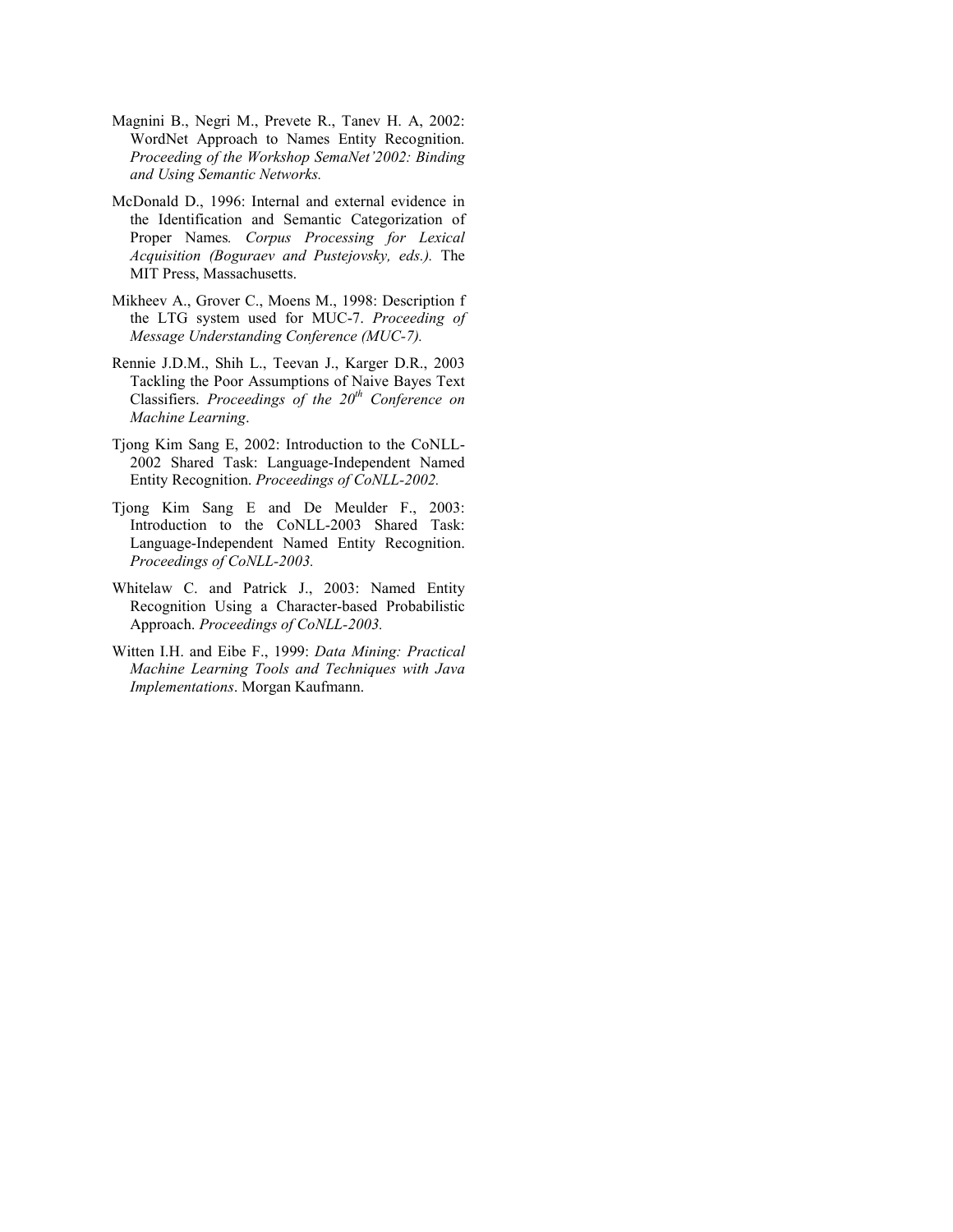Magnini B., Negri M., Prevete R., Tanev H. A, 2002: WordNet Approach to Names Entity Recognition. *Proceeding of the Workshop SemaNet'2002: Binding and Using Semantic Networks.*

McDonald D., 1996: Internal and external evidence in the Identification and Semantic Categorization of Proper Names. *Corpus Processing for Lexical Acquisition (Boguraev and Pustejovsky, eds.).* The MIT Press, Massachusetts.

Mikheev A., Grover C., Moens M., 1998: Description f the LTG system used for MUC-7. *Proceeding of Message Understanding Conference (MUC-7).*

Rennie J.D.M., Shih L., Teevan J., Karger D.R., 2003 Tackling the Poor Assumptions of Naive Bayes Text Classifiers. *Proceedings of the 20th Conference on Machine Learning*.

Tjong Kim Sang E, 2002: Introduction to the CoNLL-2002 Shared Task: Language-Independent Named Entity Recognition. *Proceedings of CoNLL-2002.*

Tjong Kim Sang E and De Meulder F., 2003: Introduction to the CoNLL-2003 Shared Task: Language-Independent Named Entity Recognition. *Proceedings of CoNLL-2003.*

Whitelaw C. and Patrick J., 2003: Named Entity Recognition Using a Character-based Probabilistic Approach. *Proceedings of CoNLL-2003.*

Witten I.H. and Eibe F., 1999: *Data Mining: Practical Machine Learning Tools and Techniques with Java Implementations*. Morgan Kaufmann.